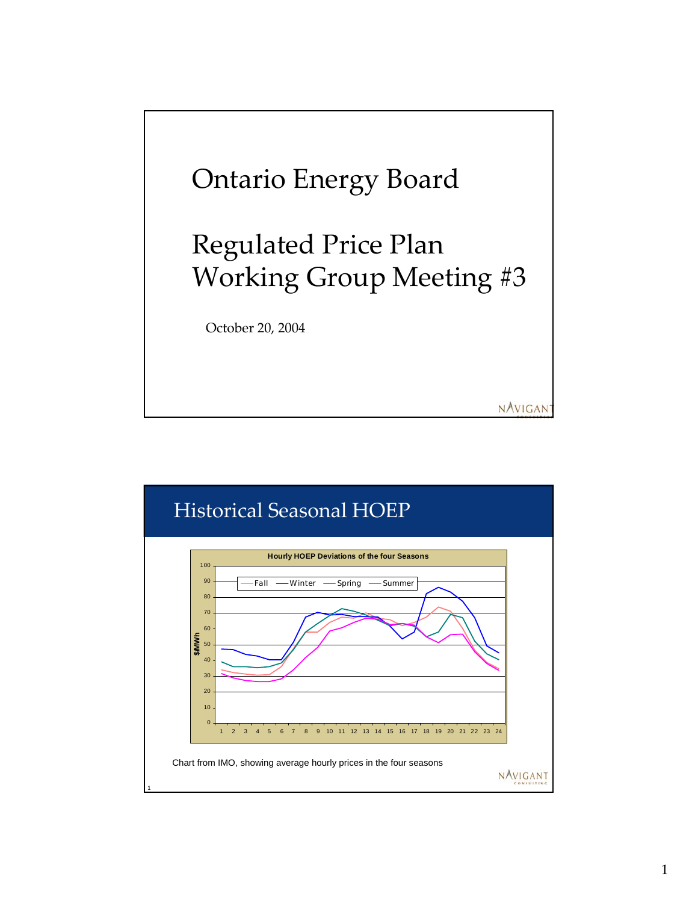# Ontario Energy Board

# Regulated Price Plan Working Group Meeting #3

October 20, 2004

NAVIGANT

---

## Historical Seasonal HOEP

**Hourly HOEP Deviations of the four Seasons**

Legend: Fall, Winter, Spring, Summer

Y-axis: $/MWh (0–100)

X-axis: 1–24

Chart from IMO, showing average hourly prices in the four seasons

NAVIGANT CONSULTING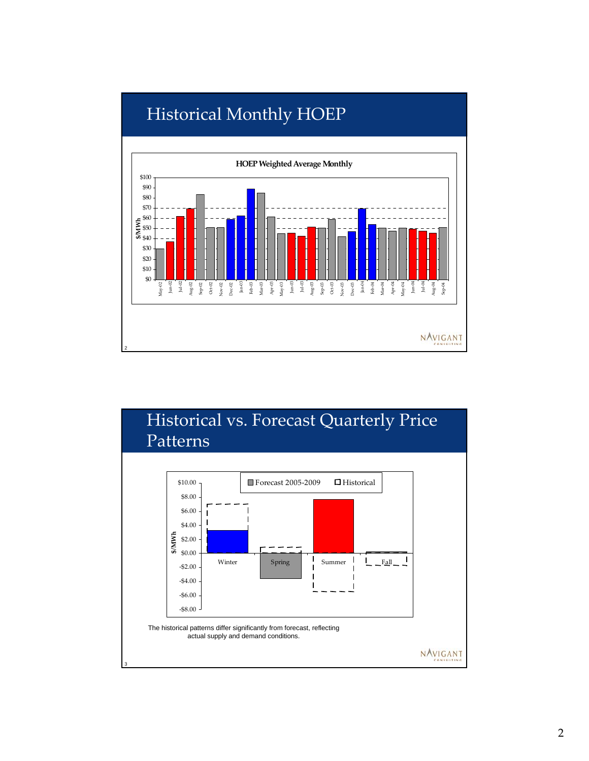## Historical Monthly HOEP

**HOEP Weighted Average Monthly**

## Historical vs. Forecast Quarterly Price Patterns

The historical patterns differ significantly from forecast, reflecting actual supply and demand conditions.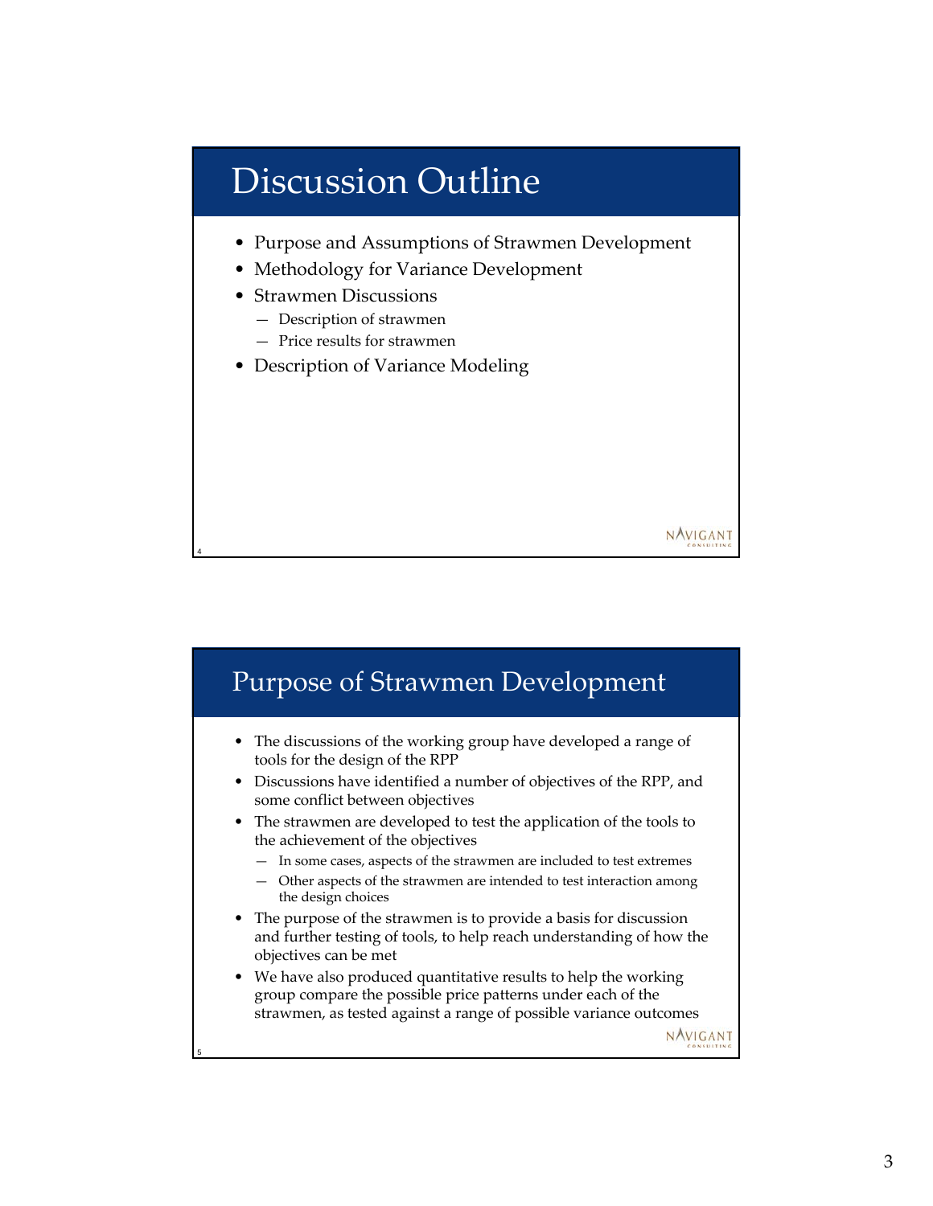# Discussion Outline

- Purpose and Assumptions of Strawmen Development
- Methodology for Variance Development
- Strawmen Discussions
  - Description of strawmen
  - Price results for strawmen
- Description of Variance Modeling

# Purpose of Strawmen Development

- The discussions of the working group have developed a range of tools for the design of the RPP
- Discussions have identified a number of objectives of the RPP, and some conflict between objectives
- The strawmen are developed to test the application of the tools to the achievement of the objectives
  - In some cases, aspects of the strawmen are included to test extremes
  - Other aspects of the strawmen are intended to test interaction among the design choices
- The purpose of the strawmen is to provide a basis for discussion and further testing of tools, to help reach understanding of how the objectives can be met
- We have also produced quantitative results to help the working group compare the possible price patterns under each of the strawmen, as tested against a range of possible variance outcomes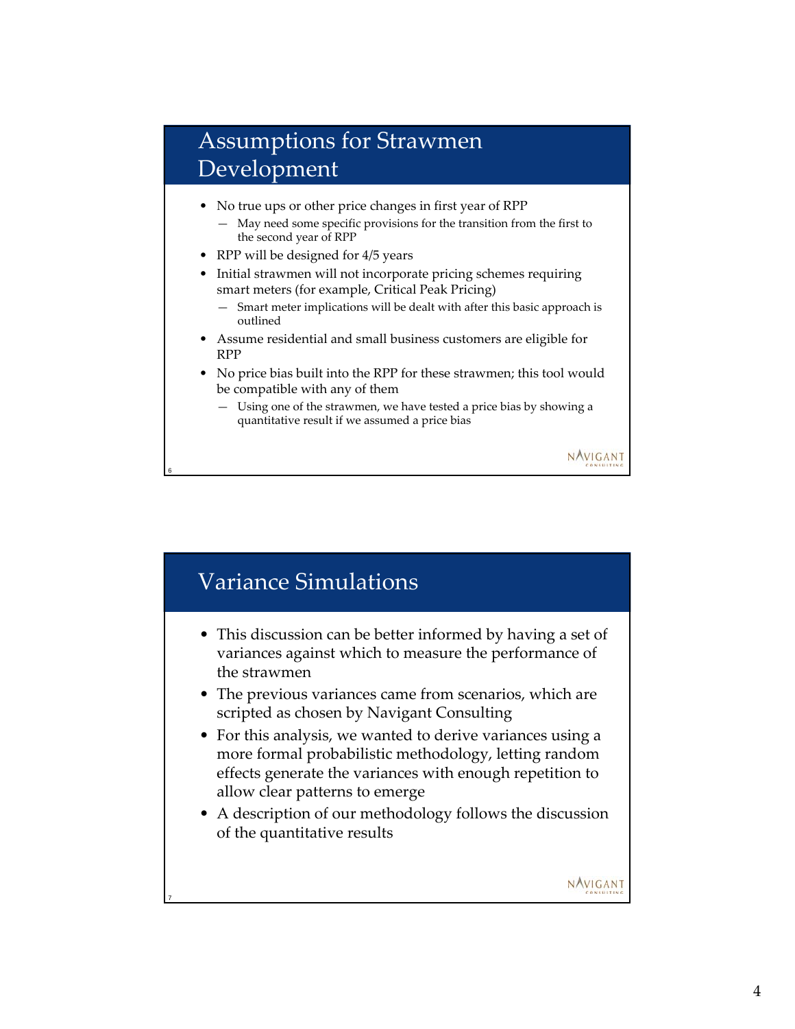## Assumptions for Strawmen Development

- No true ups or other price changes in first year of RPP
  - May need some specific provisions for the transition from the first to the second year of RPP
- RPP will be designed for 4/5 years
- Initial strawmen will not incorporate pricing schemes requiring smart meters (for example, Critical Peak Pricing)
  - Smart meter implications will be dealt with after this basic approach is outlined
- Assume residential and small business customers are eligible for RPP
- No price bias built into the RPP for these strawmen; this tool would be compatible with any of them
  - Using one of the strawmen, we have tested a price bias by showing a quantitative result if we assumed a price bias

## Variance Simulations

- This discussion can be better informed by having a set of variances against which to measure the performance of the strawmen
- The previous variances came from scenarios, which are scripted as chosen by Navigant Consulting
- For this analysis, we wanted to derive variances using a more formal probabilistic methodology, letting random effects generate the variances with enough repetition to allow clear patterns to emerge
- A description of our methodology follows the discussion of the quantitative results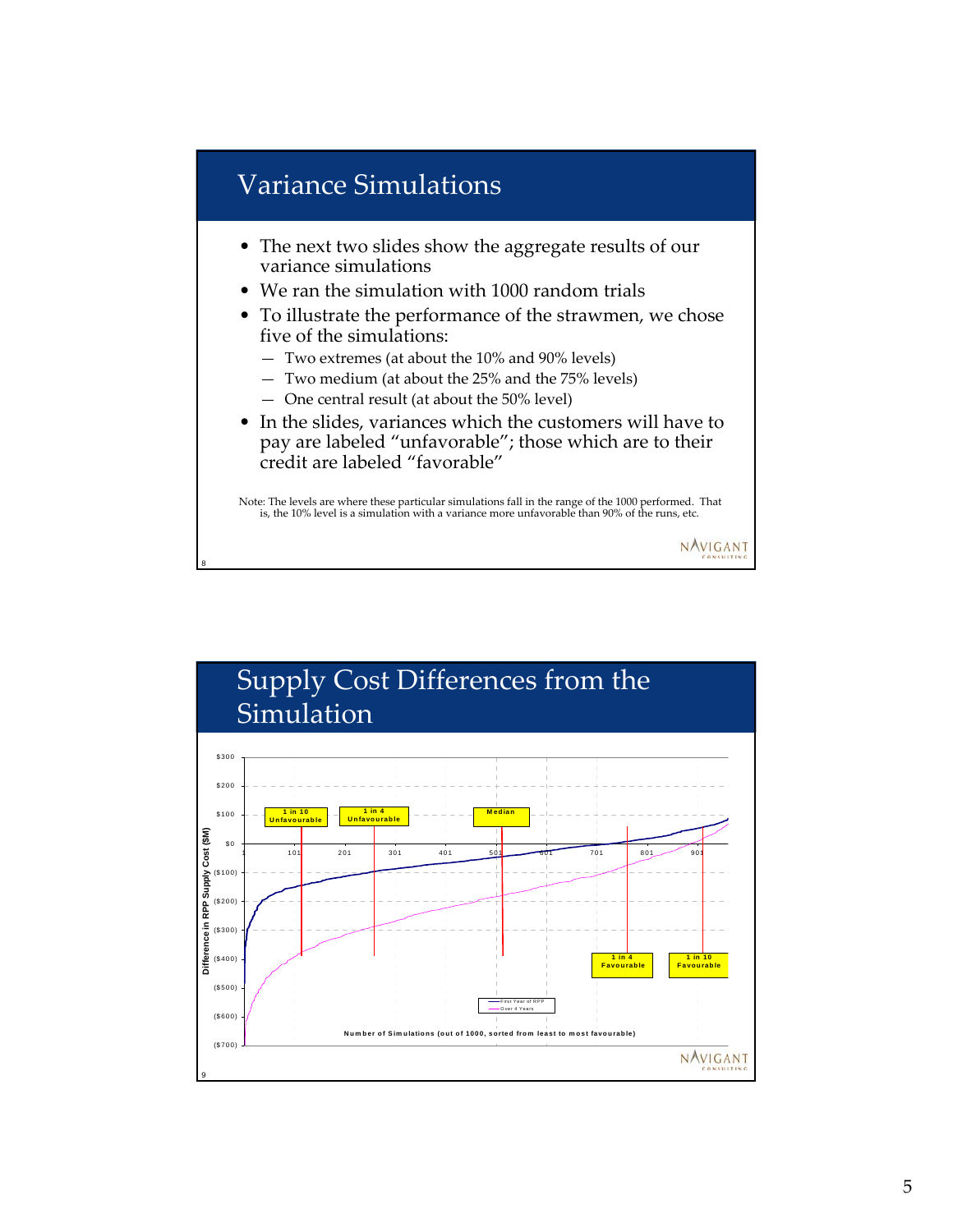# Variance Simulations

- The next two slides show the aggregate results of our variance simulations
- We ran the simulation with 1000 random trials
- To illustrate the performance of the strawmen, we chose five of the simulations:
  - Two extremes (at about the 10% and 90% levels)
  - Two medium (at about the 25% and the 75% levels)
  - One central result (at about the 50% level)
- In the slides, variances which the customers will have to pay are labeled "unfavorable"; those which are to their credit are labeled "favorable"

Note: The levels are where these particular simulations fall in the range of the 1000 performed. That is, the 10% level is a simulation with a variance more unfavorable than 90% of the runs, etc.

# Supply Cost Differences from the Simulation

Chart labels:

- Y-axis: Difference in RPP Supply Cost ($M) — $300, $200, $100, $0, ($100), ($200), ($300), ($400), ($500), ($600), ($700)
- X-axis: Number of Simulations (out of 1000, sorted from least to most favourable) — 1, 101, 201, 301, 401, 501, 601, 701, 801, 901
- Markers: 1 in 10 Unfavourable; 1 in 4 Unfavourable; Median; 1 in 4 Favourable; 1 in 10 Favourable
- Legend: First Year of RPP; Over 4 Years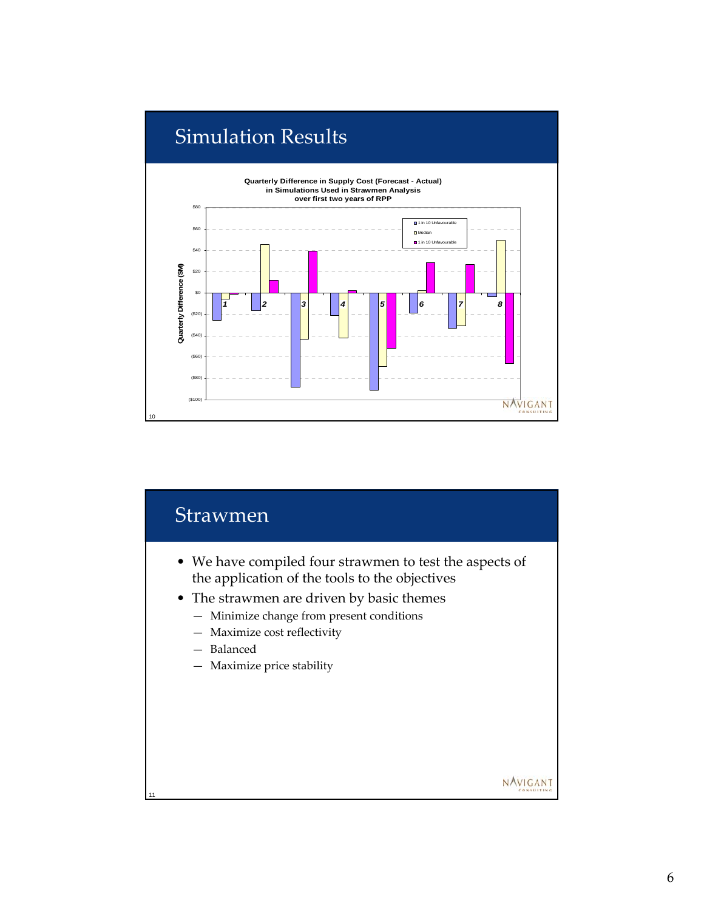## Simulation Results

**Quarterly Difference in Supply Cost (Forecast - Actual) in Simulations Used in Strawmen Analysis over first two years of RPP**

Quarterly Difference ($M)

$80, $60, $40, $20, $0, ($20), ($40), ($60), ($80), ($100)

1, 2, 3, 4, 5, 6, 7, 8

- 1 in 10 Unfavourable
- Median
- 1 in 10 Unfavourable

## Strawmen

- We have compiled four strawmen to test the aspects of the application of the tools to the objectives
- The strawmen are driven by basic themes
  - Minimize change from present conditions
  - Maximize cost reflectivity
  - Balanced
  - Maximize price stability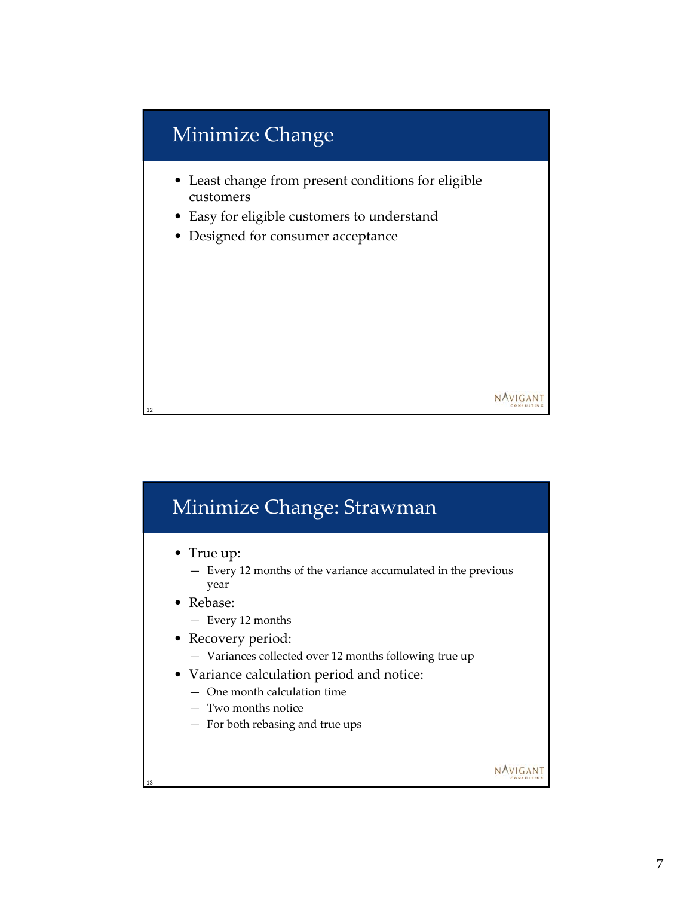## Minimize Change

- Least change from present conditions for eligible customers
- Easy for eligible customers to understand
- Designed for consumer acceptance

## Minimize Change: Strawman

- True up:
  - Every 12 months of the variance accumulated in the previous year
- Rebase:
  - Every 12 months
- Recovery period:
  - Variances collected over 12 months following true up
- Variance calculation period and notice:
  - One month calculation time
  - Two months notice
  - For both rebasing and true ups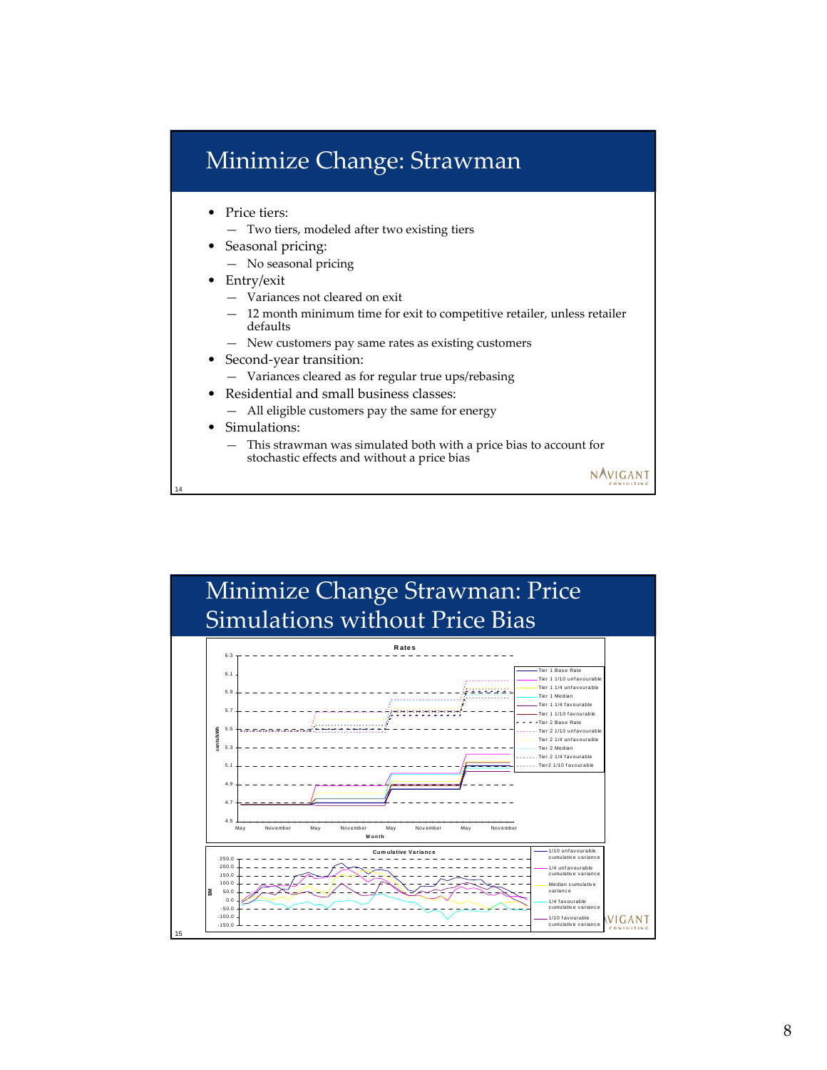## Minimize Change: Strawman

- Price tiers:
  - Two tiers, modeled after two existing tiers
- Seasonal pricing:
  - No seasonal pricing
- Entry/exit
  - Variances not cleared on exit
  - 12 month minimum time for exit to competitive retailer, unless retailer defaults
  - New customers pay same rates as existing customers
- Second-year transition:
  - Variances cleared as for regular true ups/rebasing
- Residential and small business classes:
  - All eligible customers pay the same for energy
- Simulations:
  - This strawman was simulated both with a price bias to account for stochastic effects and without a price bias

## Minimize Change Strawman: Price Simulations without Price Bias

**Rates**

Y-axis: cents/kWh (4.5 – 6.3); X-axis: Month (May, November, May, November, May, November, May, November)

Legend: Tier 1 Base Rate; Tier 1 1/10 unfavourable; Tier 1 1/4 unfavourable; Tier 1 Median; Tier 1 1/4 favourable; Tier 1 1/10 favourable; Tier 2 Base Rate; Tier 2 1/10 unfavourable; Tier 2 1/4 unfavourable; Tier 2 Median; Tier 2 1/4 favourable; Tier2 1/10 favourable

**Cumulative Variance**

Y-axis: $M (-150.0 – 250.0)

Legend: 1/10 unfavourable cumulative variance; 1/4 unfavourable cumulative variance; Median cumulative variance; 1/4 favourable cumulative variance; 1/10 favourable cumulative variance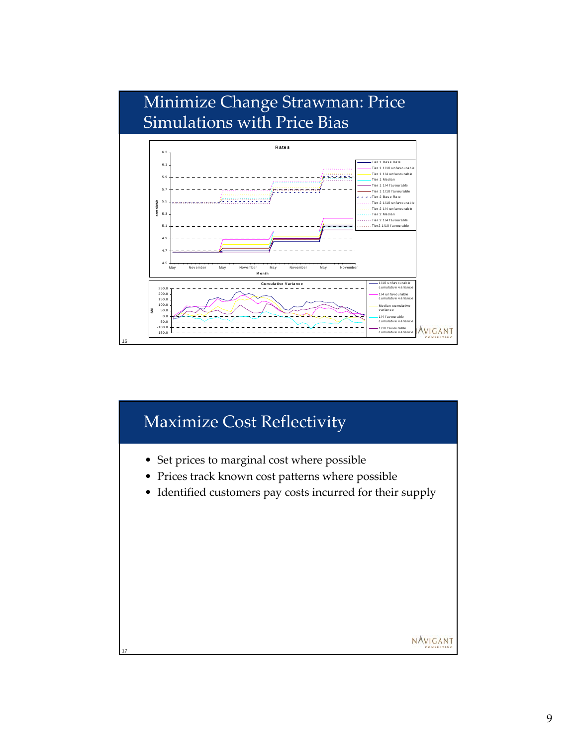## Minimize Change Strawman: Price Simulations with Price Bias

**Rates**

cents/kWh

Month

Tier 1 Base Rate
Tier 1 1/10 unfavourable
Tier 1 1/4 unfavourable
Tier 1 Median
Tier 1 1/4 favourable
Tier 1 1/10 favourable
Tier 2 Base Rate
Tier 2 1/10 unfavourable
Tier 2 1/4 unfavourable
Tier 2 Median
Tier 2 1/4 favourable
Tier2 1/10 favourable

**Cumulative Variance**

$M

1/10 unfavourable cumulative variance
1/4 unfavourable cumulative variance
Median cumulative variance
1/4 favourable cumulative variance
1/10 favourable cumulative variance

## Maximize Cost Reflectivity

- Set prices to marginal cost where possible
- Prices track known cost patterns where possible
- Identified customers pay costs incurred for their supply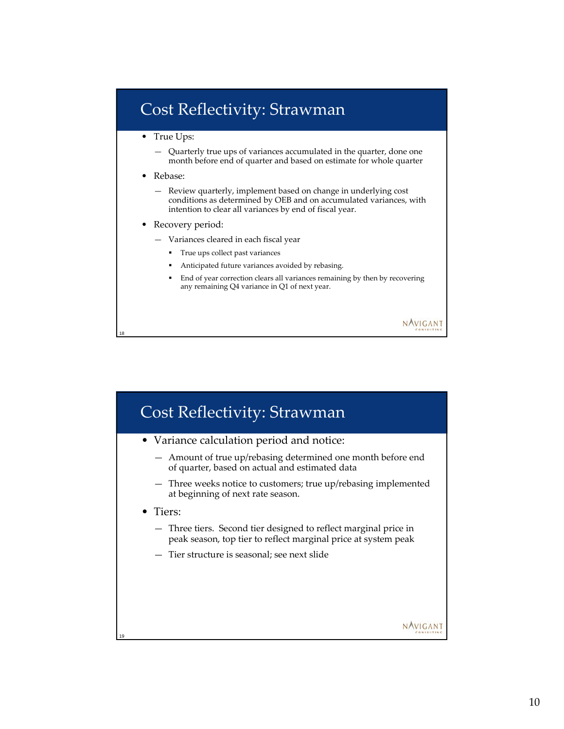## Cost Reflectivity: Strawman

- True Ups:
  - Quarterly true ups of variances accumulated in the quarter, done one month before end of quarter and based on estimate for whole quarter
- Rebase:
  - Review quarterly, implement based on change in underlying cost conditions as determined by OEB and on accumulated variances, with intention to clear all variances by end of fiscal year.
- Recovery period:
  - Variances cleared in each fiscal year
    - True ups collect past variances
    - Anticipated future variances avoided by rebasing.
    - End of year correction clears all variances remaining by then by recovering any remaining Q4 variance in Q1 of next year.

## Cost Reflectivity: Strawman

- Variance calculation period and notice:
  - Amount of true up/rebasing determined one month before end of quarter, based on actual and estimated data
  - Three weeks notice to customers; true up/rebasing implemented at beginning of next rate season.
- Tiers:
  - Three tiers. Second tier designed to reflect marginal price in peak season, top tier to reflect marginal price at system peak
  - Tier structure is seasonal; see next slide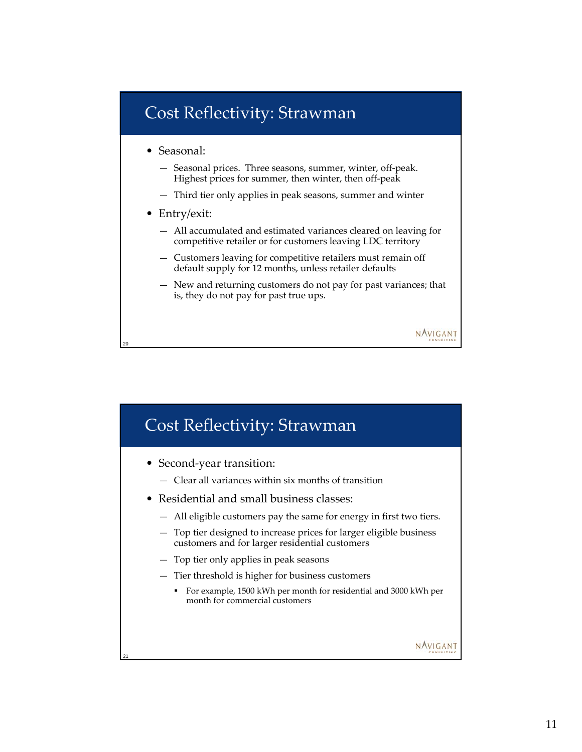## Cost Reflectivity: Strawman

- Seasonal:
  - Seasonal prices. Three seasons, summer, winter, off-peak. Highest prices for summer, then winter, then off-peak
  - Third tier only applies in peak seasons, summer and winter
- Entry/exit:
  - All accumulated and estimated variances cleared on leaving for competitive retailer or for customers leaving LDC territory
  - Customers leaving for competitive retailers must remain off default supply for 12 months, unless retailer defaults
  - New and returning customers do not pay for past variances; that is, they do not pay for past true ups.

## Cost Reflectivity: Strawman

- Second-year transition:
  - Clear all variances within six months of transition
- Residential and small business classes:
  - All eligible customers pay the same for energy in first two tiers.
  - Top tier designed to increase prices for larger eligible business customers and for larger residential customers
  - Top tier only applies in peak seasons
  - Tier threshold is higher for business customers
    - For example, 1500 kWh per month for residential and 3000 kWh per month for commercial customers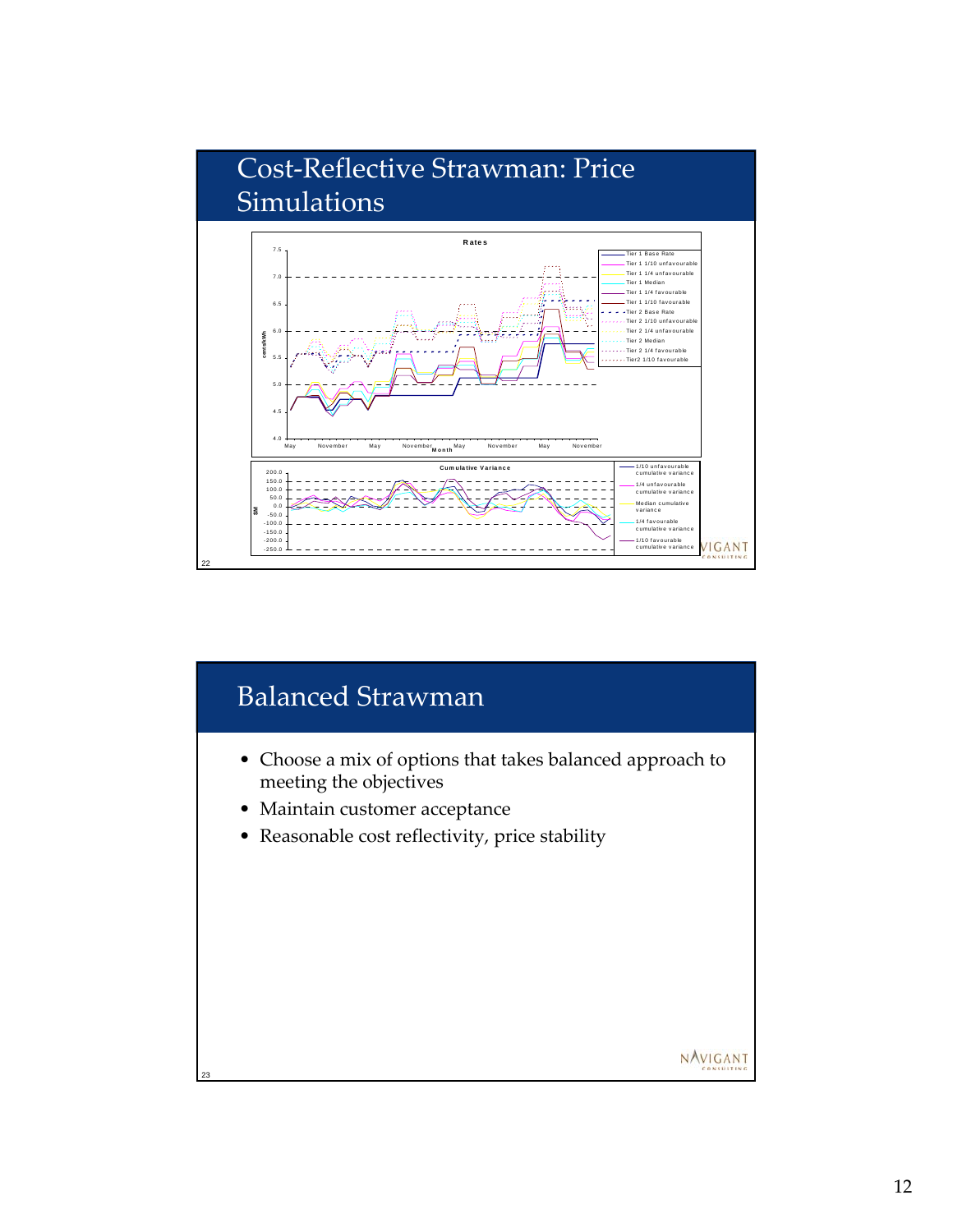## Cost-Reflective Strawman: Price Simulations

**Rates**

cents/kWh

Legend: Tier 1 Base Rate; Tier 1 1/10 unfavourable; Tier 1 1/4 unfavourable; Tier 1 Median; Tier 1 1/4 favourable; Tier 1 1/10 favourable; Tier 2 Base Rate; Tier 2 1/10 unfavourable; Tier 2 1/4 unfavourable; Tier 2 Median; Tier 2 1/4 favourable; Tier2 1/10 favourable

Month: May, November, May, November, May, November, May, November

**Cumulative Variance**

$M

Legend: 1/10 unfavourable cumulative variance; 1/4 unfavourable cumulative variance; Median cumulative variance; 1/4 favourable cumulative variance; 1/10 favourable cumulative variance

## Balanced Strawman

- Choose a mix of options that takes balanced approach to meeting the objectives
- Maintain customer acceptance
- Reasonable cost reflectivity, price stability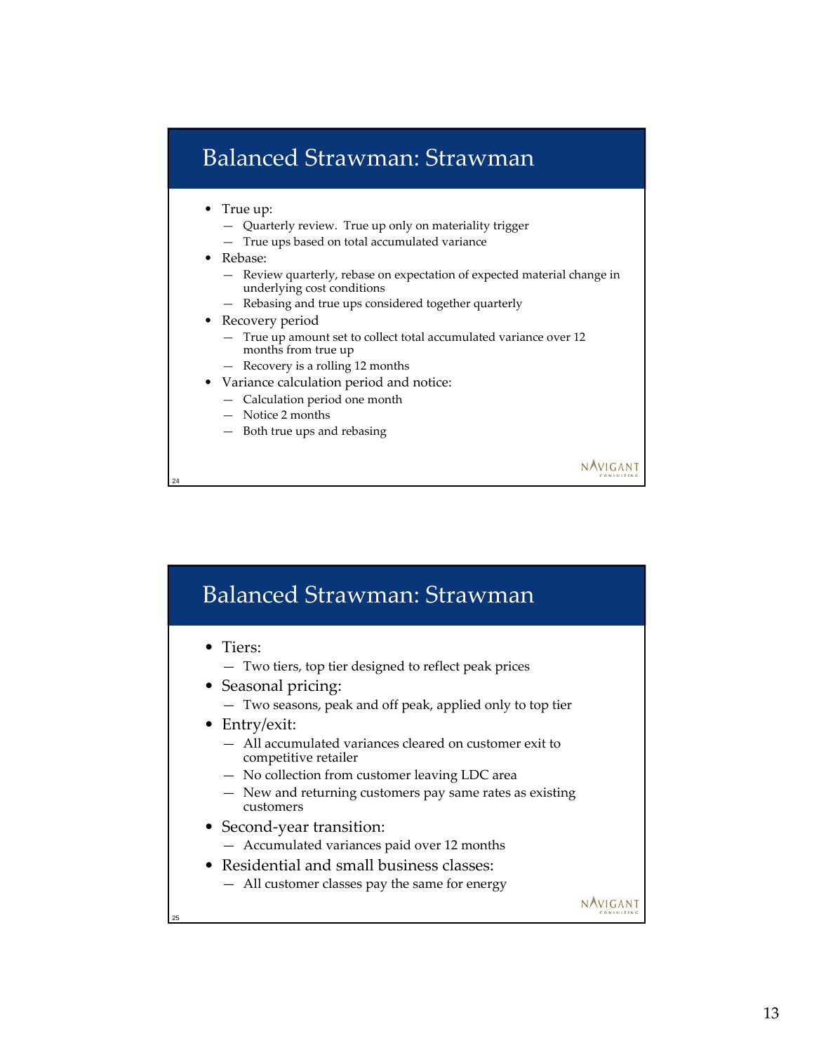## Balanced Strawman: Strawman

- True up:
  - Quarterly review. True up only on materiality trigger
  - True ups based on total accumulated variance
- Rebase:
  - Review quarterly, rebase on expectation of expected material change in underlying cost conditions
  - Rebasing and true ups considered together quarterly
- Recovery period
  - True up amount set to collect total accumulated variance over 12 months from true up
  - Recovery is a rolling 12 months
- Variance calculation period and notice:
  - Calculation period one month
  - Notice 2 months
  - Both true ups and rebasing

## Balanced Strawman: Strawman

- Tiers:
  - Two tiers, top tier designed to reflect peak prices
- Seasonal pricing:
  - Two seasons, peak and off peak, applied only to top tier
- Entry/exit:
  - All accumulated variances cleared on customer exit to competitive retailer
  - No collection from customer leaving LDC area
  - New and returning customers pay same rates as existing customers
- Second-year transition:
  - Accumulated variances paid over 12 months
- Residential and small business classes:
  - All customer classes pay the same for energy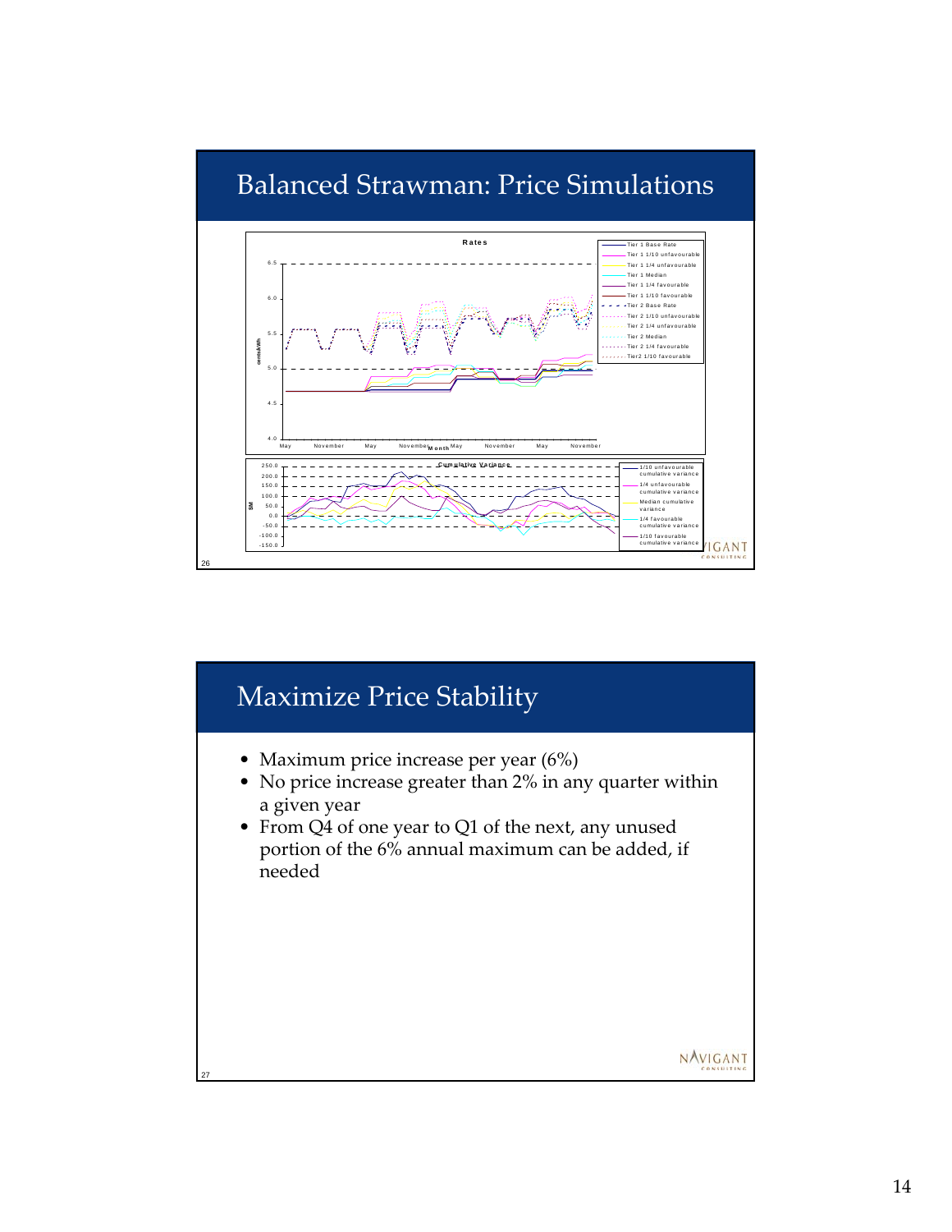## Balanced Strawman: Price Simulations

**Rates**

Legend: Tier 1 Base Rate; Tier 1 1/10 unfavourable; Tier 1 1/4 unfavourable; Tier 1 Median; Tier 1 1/4 favourable; Tier 1 1/10 favourable; Tier 2 Base Rate; Tier 2 1/10 unfavourable; Tier 2 1/4 unfavourable; Tier 2 Median; Tier 2 1/4 favourable; Tier2 1/10 favourable

Y-axis: cents/kWh (4.0 – 6.5); X-axis: Month (May, November, May, November, May, November, May, November)

**Cumulative Variance**

Legend: 1/10 unfavourable cumulative variance; 1/4 unfavourable cumulative variance; Median cumulative variance; 1/4 favourable cumulative variance; 1/10 favourable cumulative variance

Y-axis: $M (-150.0 – 250.0)

## Maximize Price Stability

- Maximum price increase per year (6%)
- No price increase greater than 2% in any quarter within a given year
- From Q4 of one year to Q1 of the next, any unused portion of the 6% annual maximum can be added, if needed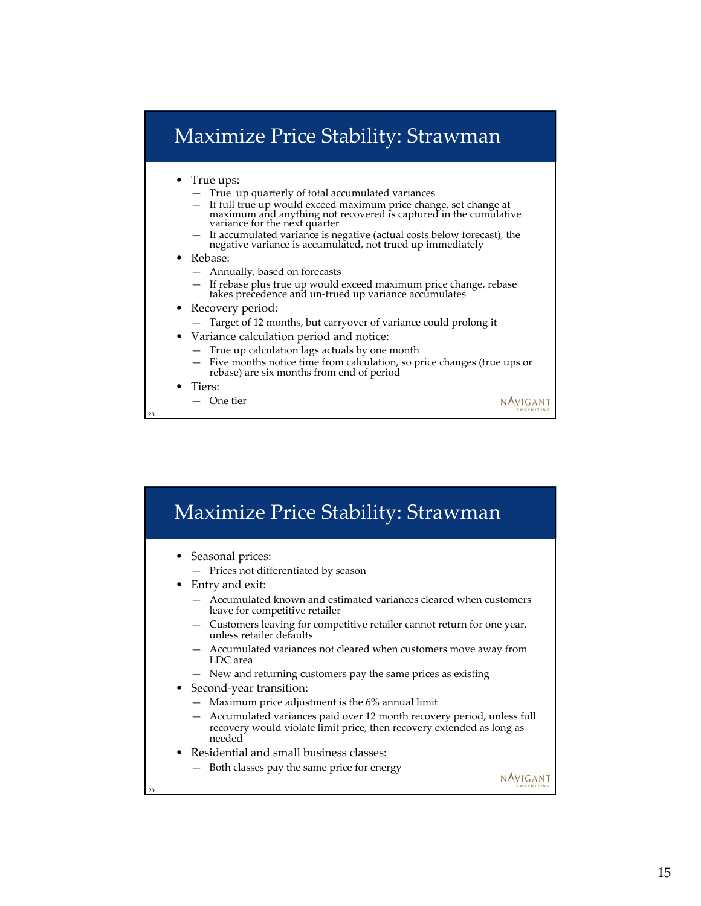## Maximize Price Stability: Strawman

- True ups:
  - True up quarterly of total accumulated variances
  - If full true up would exceed maximum price change, set change at maximum and anything not recovered is captured in the cumulative variance for the next quarter
  - If accumulated variance is negative (actual costs below forecast), the negative variance is accumulated, not trued up immediately
- Rebase:
  - Annually, based on forecasts
  - If rebase plus true up would exceed maximum price change, rebase takes precedence and un-trued up variance accumulates
- Recovery period:
  - Target of 12 months, but carryover of variance could prolong it
- Variance calculation period and notice:
  - True up calculation lags actuals by one month
  - Five months notice time from calculation, so price changes (true ups or rebase) are six months from end of period
- Tiers:
  - One tier

## Maximize Price Stability: Strawman

- Seasonal prices:
  - Prices not differentiated by season
- Entry and exit:
  - Accumulated known and estimated variances cleared when customers leave for competitive retailer
  - Customers leaving for competitive retailer cannot return for one year, unless retailer defaults
  - Accumulated variances not cleared when customers move away from LDC area
  - New and returning customers pay the same prices as existing
- Second-year transition:
  - Maximum price adjustment is the 6% annual limit
  - Accumulated variances paid over 12 month recovery period, unless full recovery would violate limit price; then recovery extended as long as needed
- Residential and small business classes:
  - Both classes pay the same price for energy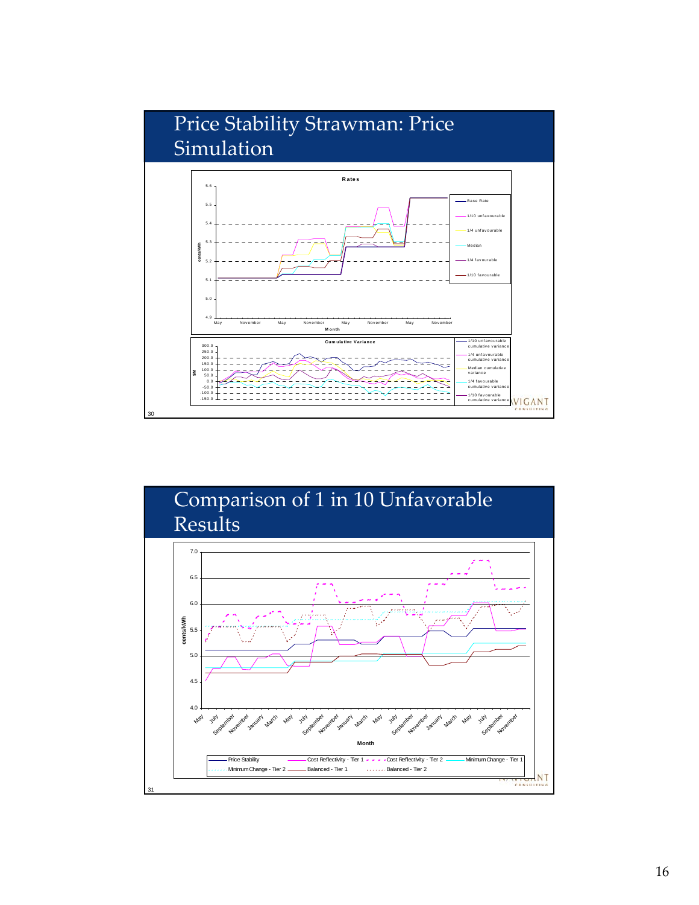## Price Stability Strawman: Price Simulation

**Rates**

Legend: Base Rate; 1/10 unfavourable; 1/4 unfavourable; Median; 1/4 favourable; 1/10 favourable

Y-axis: cents/kWh (4.9 – 5.6); X-axis: Month (May, November, May, November, May, November, May, November)

**Cumulative Variance**

Legend: 1/10 unfavourable cumulative variance; 1/4 unfavourable cumulative variance; Median cumulative variance; 1/4 favourable cumulative variance; 1/10 favourable cumulative variance

Y-axis: $M (-150.0 – 300.0)

## Comparison of 1 in 10 Unfavorable Results

Y-axis: cents/kWh (4.0 – 7.0); X-axis: Month (May, July, September, November, January, March, May, July, September, November, January, March, May, July, September, November, January, March, May, July, September, November)

Legend: Price Stability; Cost Reflectivity - Tier 1; Cost Reflectivity - Tier 2; Minimum Change - Tier 1; Minimum Change - Tier 2; Balanced - Tier 1; Balanced - Tier 2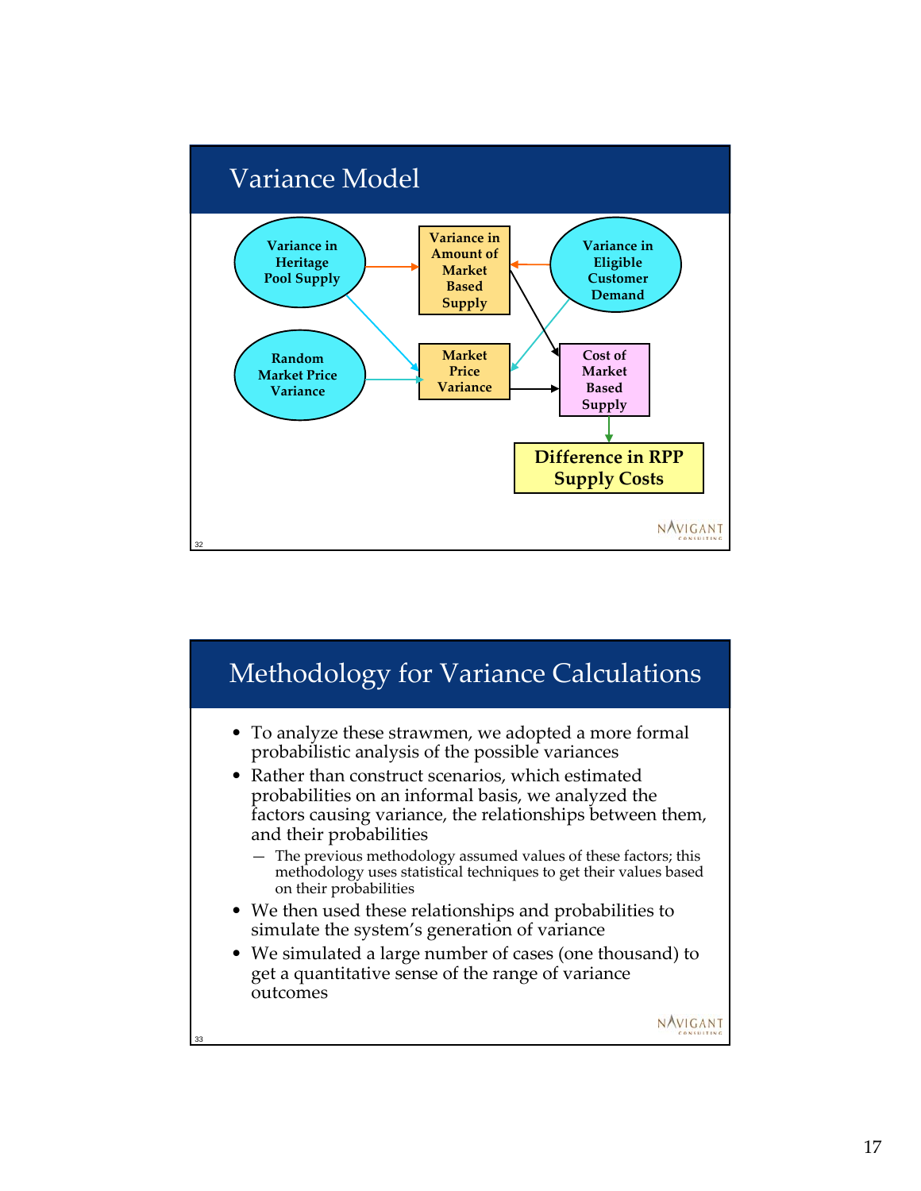## Variance Model

Variance in Heritage Pool Supply

Variance in Amount of Market Based Supply

Variance in Eligible Customer Demand

Random Market Price Variance

Market Price Variance

Cost of Market Based Supply

**Difference in RPP Supply Costs**

## Methodology for Variance Calculations

- To analyze these strawmen, we adopted a more formal probabilistic analysis of the possible variances
- Rather than construct scenarios, which estimated probabilities on an informal basis, we analyzed the factors causing variance, the relationships between them, and their probabilities
  - The previous methodology assumed values of these factors; this methodology uses statistical techniques to get their values based on their probabilities
- We then used these relationships and probabilities to simulate the system's generation of variance
- We simulated a large number of cases (one thousand) to get a quantitative sense of the range of variance outcomes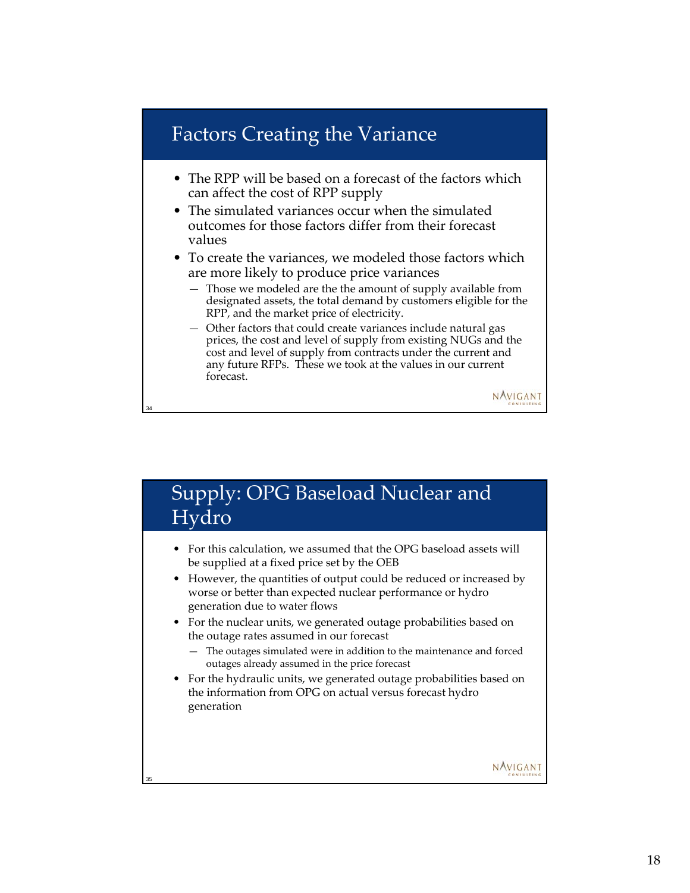## Factors Creating the Variance

- The RPP will be based on a forecast of the factors which can affect the cost of RPP supply
- The simulated variances occur when the simulated outcomes for those factors differ from their forecast values
- To create the variances, we modeled those factors which are more likely to produce price variances
  - Those we modeled are the the amount of supply available from designated assets, the total demand by customers eligible for the RPP, and the market price of electricity.
  - Other factors that could create variances include natural gas prices, the cost and level of supply from existing NUGs and the cost and level of supply from contracts under the current and any future RFPs. These we took at the values in our current forecast.

## Supply: OPG Baseload Nuclear and Hydro

- For this calculation, we assumed that the OPG baseload assets will be supplied at a fixed price set by the OEB
- However, the quantities of output could be reduced or increased by worse or better than expected nuclear performance or hydro generation due to water flows
- For the nuclear units, we generated outage probabilities based on the outage rates assumed in our forecast
  - The outages simulated were in addition to the maintenance and forced outages already assumed in the price forecast
- For the hydraulic units, we generated outage probabilities based on the information from OPG on actual versus forecast hydro generation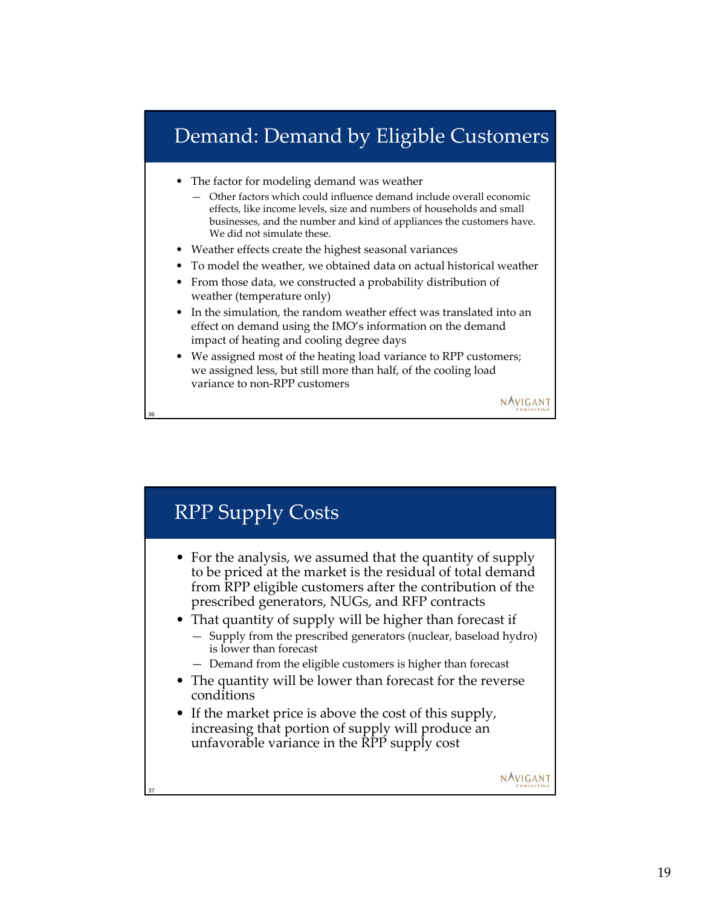## Demand: Demand by Eligible Customers

- The factor for modeling demand was weather
  - Other factors which could influence demand include overall economic effects, like income levels, size and numbers of households and small businesses, and the number and kind of appliances the customers have. We did not simulate these.
- Weather effects create the highest seasonal variances
- To model the weather, we obtained data on actual historical weather
- From those data, we constructed a probability distribution of weather (temperature only)
- In the simulation, the random weather effect was translated into an effect on demand using the IMO's information on the demand impact of heating and cooling degree days
- We assigned most of the heating load variance to RPP customers; we assigned less, but still more than half, of the cooling load variance to non-RPP customers

## RPP Supply Costs

- For the analysis, we assumed that the quantity of supply to be priced at the market is the residual of total demand from RPP eligible customers after the contribution of the prescribed generators, NUGs, and RFP contracts
- That quantity of supply will be higher than forecast if
  - Supply from the prescribed generators (nuclear, baseload hydro) is lower than forecast
  - Demand from the eligible customers is higher than forecast
- The quantity will be lower than forecast for the reverse conditions
- If the market price is above the cost of this supply, increasing that portion of supply will produce an unfavorable variance in the RPP supply cost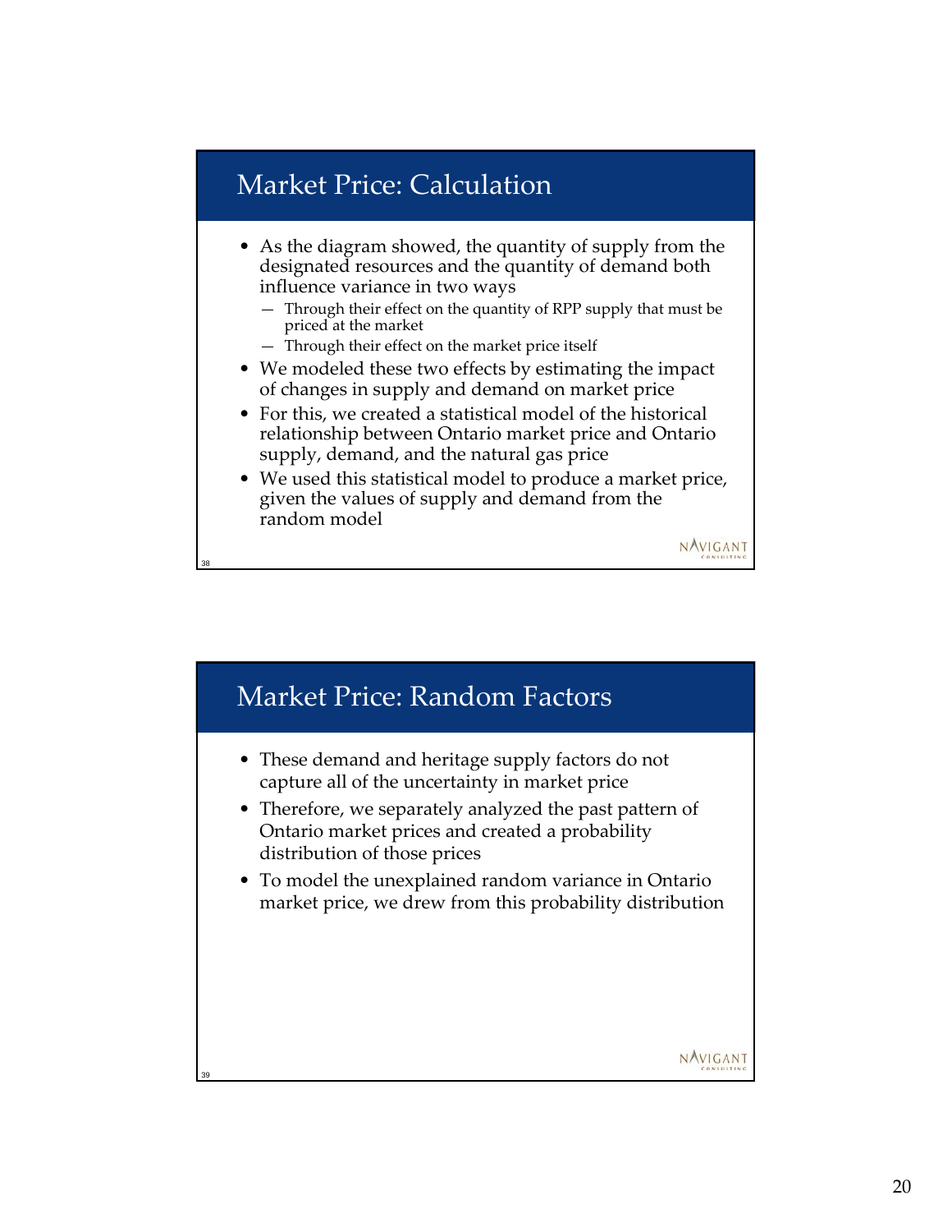## Market Price: Calculation

- As the diagram showed, the quantity of supply from the designated resources and the quantity of demand both influence variance in two ways
  - Through their effect on the quantity of RPP supply that must be priced at the market
  - Through their effect on the market price itself
- We modeled these two effects by estimating the impact of changes in supply and demand on market price
- For this, we created a statistical model of the historical relationship between Ontario market price and Ontario supply, demand, and the natural gas price
- We used this statistical model to produce a market price, given the values of supply and demand from the random model

## Market Price: Random Factors

- These demand and heritage supply factors do not capture all of the uncertainty in market price
- Therefore, we separately analyzed the past pattern of Ontario market prices and created a probability distribution of those prices
- To model the unexplained random variance in Ontario market price, we drew from this probability distribution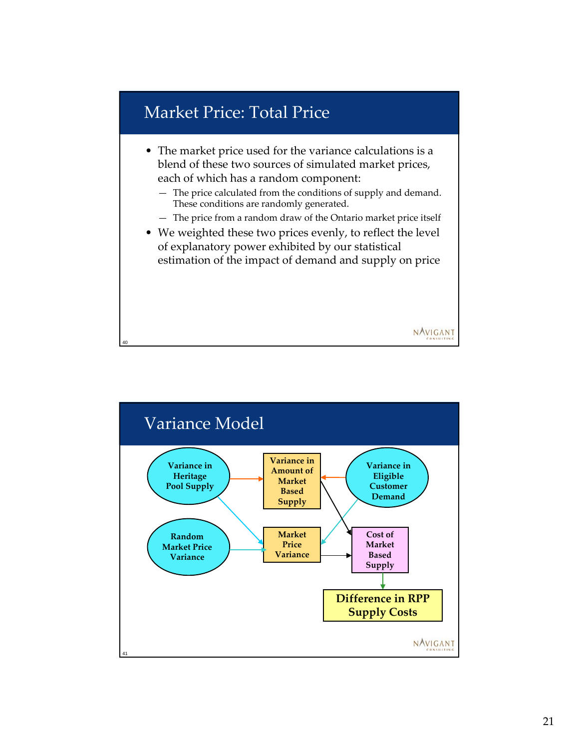## Market Price: Total Price

- The market price used for the variance calculations is a blend of these two sources of simulated market prices, each of which has a random component:
  - The price calculated from the conditions of supply and demand. These conditions are randomly generated.
  - The price from a random draw of the Ontario market price itself
- We weighted these two prices evenly, to reflect the level of explanatory power exhibited by our statistical estimation of the impact of demand and supply on price

## Variance Model

Variance in Heritage Pool Supply

Variance in Amount of Market Based Supply

Variance in Eligible Customer Demand

Random Market Price Variance

Market Price Variance

Cost of Market Based Supply

Difference in RPP Supply Costs